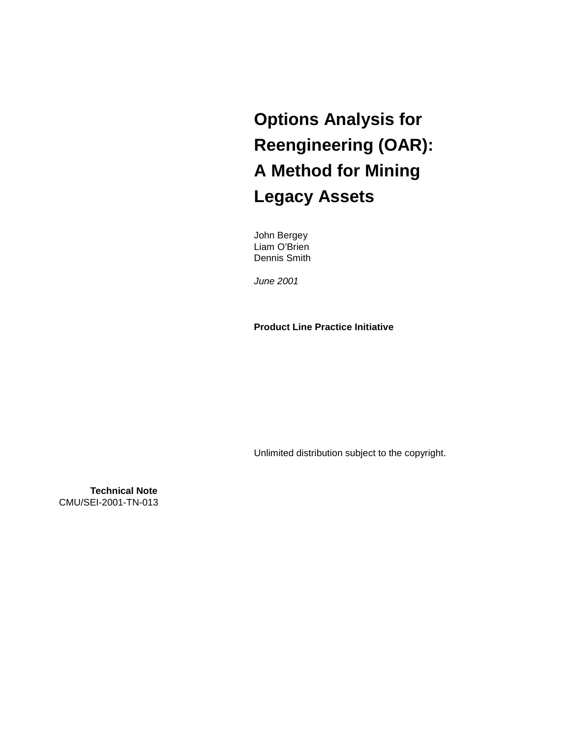# Options Analysis for Reengineering (OAR): A Method for Mining Legacy Assets

John Bergey
Liam O'Brien
Dennis Smith

*June 2001*

**Product Line Practice Initiative**

Unlimited distribution subject to the copyright.

**Technical Note**
CMU/SEI-2001-TN-013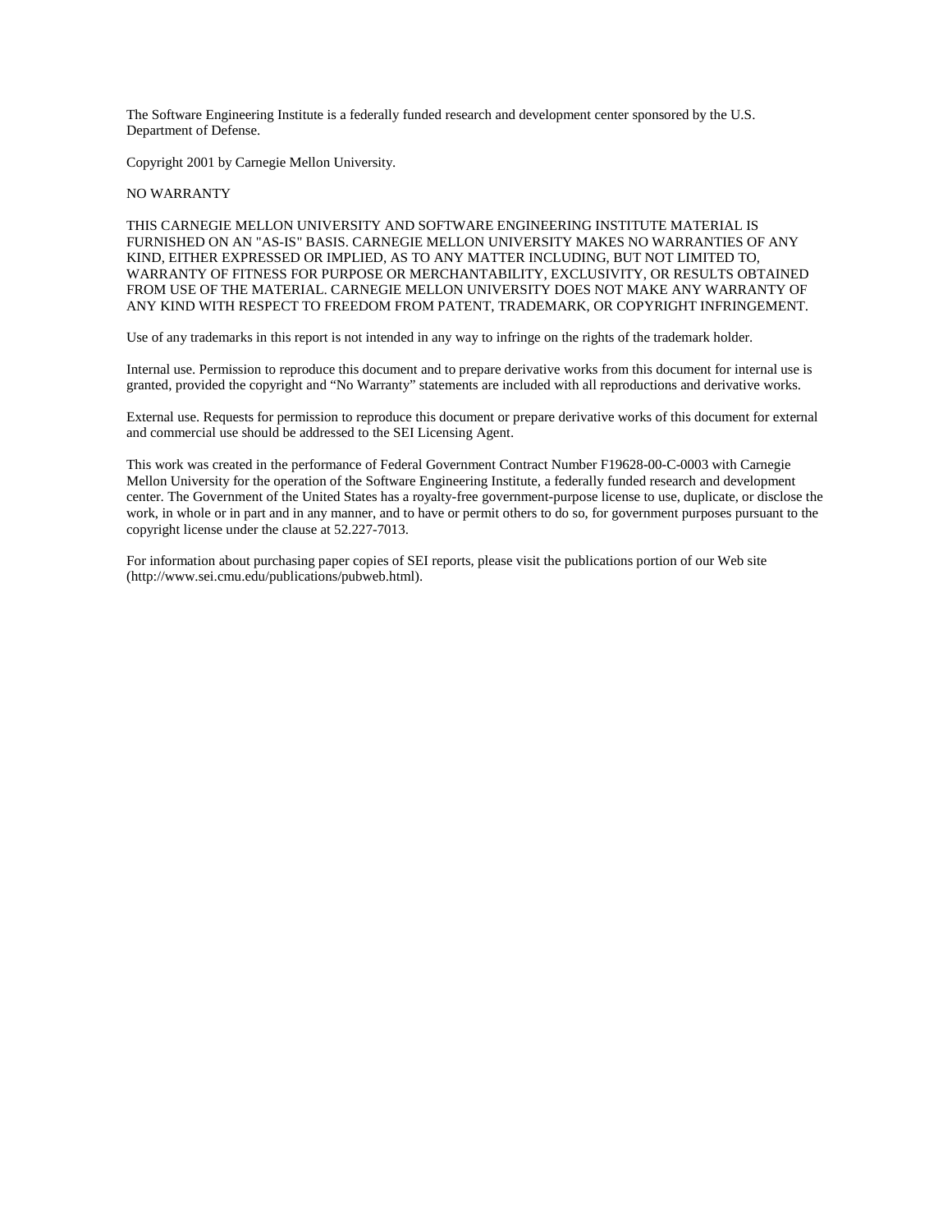The Software Engineering Institute is a federally funded research and development center sponsored by the U.S. Department of Defense.

Copyright 2001 by Carnegie Mellon University.

NO WARRANTY

THIS CARNEGIE MELLON UNIVERSITY AND SOFTWARE ENGINEERING INSTITUTE MATERIAL IS FURNISHED ON AN "AS-IS" BASIS. CARNEGIE MELLON UNIVERSITY MAKES NO WARRANTIES OF ANY KIND, EITHER EXPRESSED OR IMPLIED, AS TO ANY MATTER INCLUDING, BUT NOT LIMITED TO, WARRANTY OF FITNESS FOR PURPOSE OR MERCHANTABILITY, EXCLUSIVITY, OR RESULTS OBTAINED FROM USE OF THE MATERIAL. CARNEGIE MELLON UNIVERSITY DOES NOT MAKE ANY WARRANTY OF ANY KIND WITH RESPECT TO FREEDOM FROM PATENT, TRADEMARK, OR COPYRIGHT INFRINGEMENT.

Use of any trademarks in this report is not intended in any way to infringe on the rights of the trademark holder.

Internal use. Permission to reproduce this document and to prepare derivative works from this document for internal use is granted, provided the copyright and "No Warranty" statements are included with all reproductions and derivative works.

External use. Requests for permission to reproduce this document or prepare derivative works of this document for external and commercial use should be addressed to the SEI Licensing Agent.

This work was created in the performance of Federal Government Contract Number F19628-00-C-0003 with Carnegie Mellon University for the operation of the Software Engineering Institute, a federally funded research and development center. The Government of the United States has a royalty-free government-purpose license to use, duplicate, or disclose the work, in whole or in part and in any manner, and to have or permit others to do so, for government purposes pursuant to the copyright license under the clause at 52.227-7013.

For information about purchasing paper copies of SEI reports, please visit the publications portion of our Web site (http://www.sei.cmu.edu/publications/pubweb.html).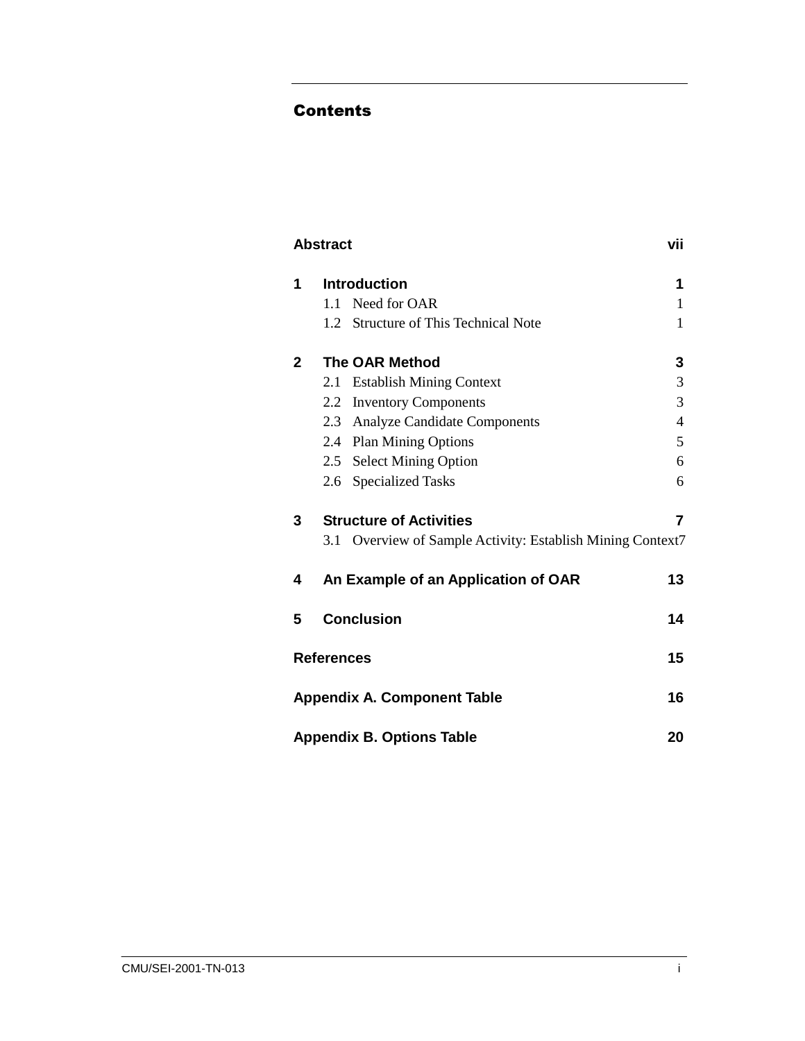# Contents

| | | |
|---|---|---|
| **Abstract** | | **vii** |
| **1** | **Introduction** | **1** |
| | 1.1 Need for OAR | 1 |
| | 1.2 Structure of This Technical Note | 1 |
| **2** | **The OAR Method** | **3** |
| | 2.1 Establish Mining Context | 3 |
| | 2.2 Inventory Components | 3 |
| | 2.3 Analyze Candidate Components | 4 |
| | 2.4 Plan Mining Options | 5 |
| | 2.5 Select Mining Option | 6 |
| | 2.6 Specialized Tasks | 6 |
| **3** | **Structure of Activities** | **7** |
| | 3.1 Overview of Sample Activity: Establish Mining Context | 7 |
| **4** | **An Example of an Application of OAR** | **13** |
| **5** | **Conclusion** | **14** |
| **References** | | **15** |
| **Appendix A. Component Table** | | **16** |
| **Appendix B. Options Table** | | **20** |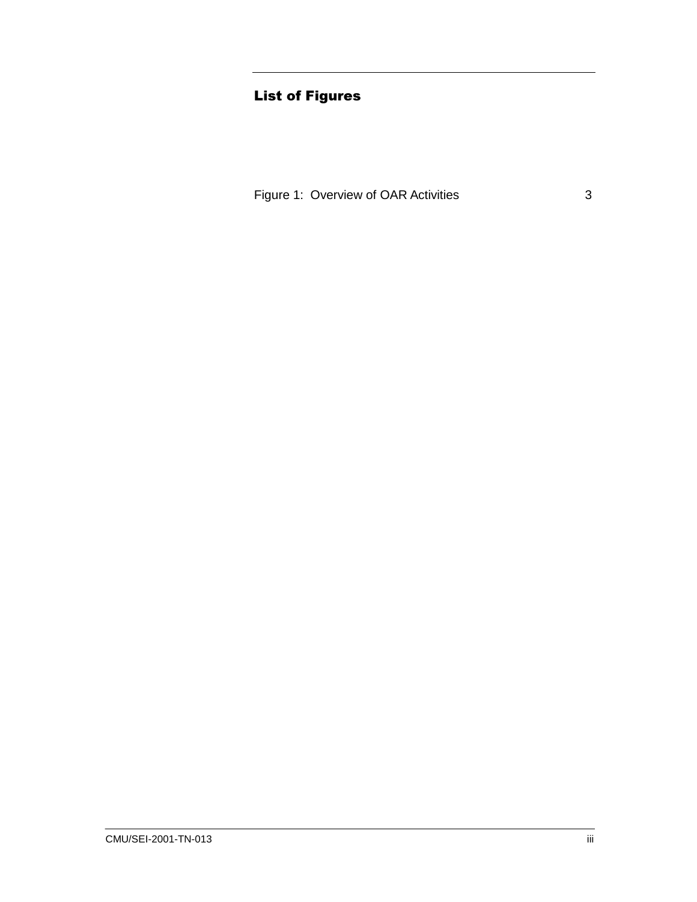## List of Figures

Figure 1: Overview of OAR Activities 3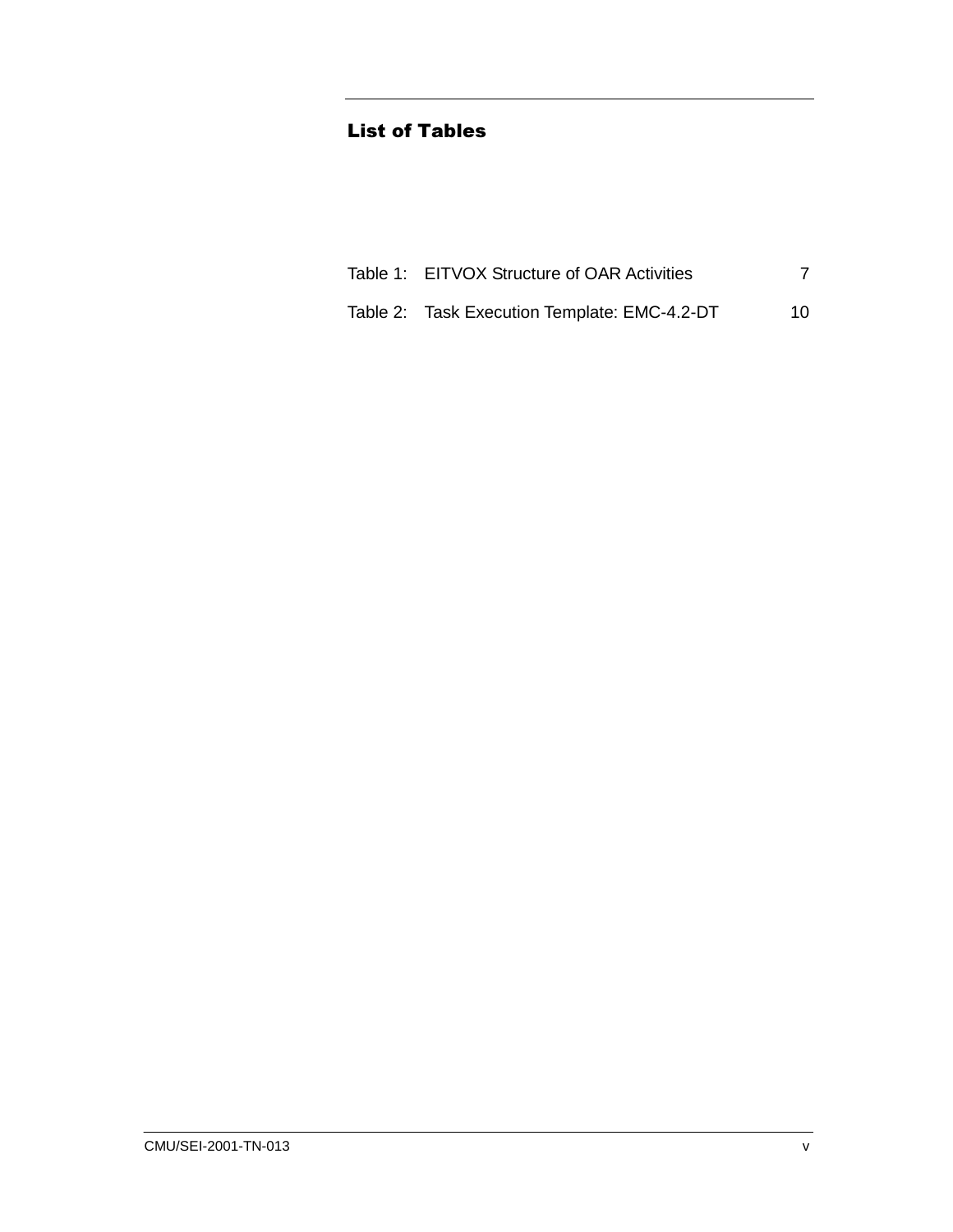## List of Tables

Table 1: EITVOX Structure of OAR Activities 7

Table 2: Task Execution Template: EMC-4.2-DT 10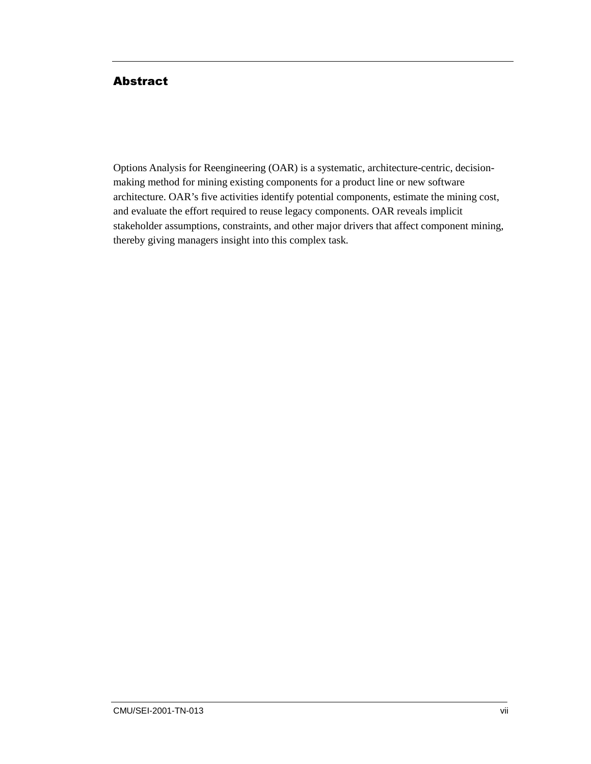## Abstract

Options Analysis for Reengineering (OAR) is a systematic, architecture-centric, decision-making method for mining existing components for a product line or new software architecture. OAR's five activities identify potential components, estimate the mining cost, and evaluate the effort required to reuse legacy components. OAR reveals implicit stakeholder assumptions, constraints, and other major drivers that affect component mining, thereby giving managers insight into this complex task.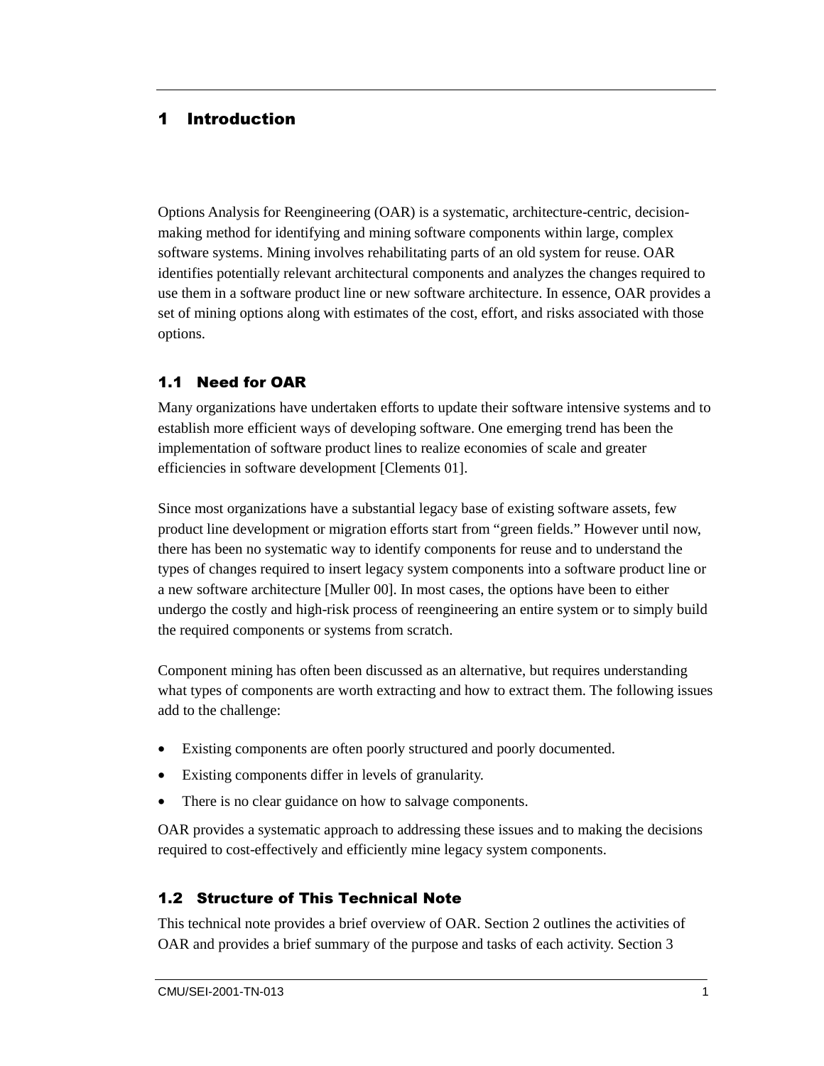# 1 Introduction

Options Analysis for Reengineering (OAR) is a systematic, architecture-centric, decision-making method for identifying and mining software components within large, complex software systems. Mining involves rehabilitating parts of an old system for reuse. OAR identifies potentially relevant architectural components and analyzes the changes required to use them in a software product line or new software architecture. In essence, OAR provides a set of mining options along with estimates of the cost, effort, and risks associated with those options.

## 1.1 Need for OAR

Many organizations have undertaken efforts to update their software intensive systems and to establish more efficient ways of developing software. One emerging trend has been the implementation of software product lines to realize economies of scale and greater efficiencies in software development [Clements 01].

Since most organizations have a substantial legacy base of existing software assets, few product line development or migration efforts start from "green fields." However until now, there has been no systematic way to identify components for reuse and to understand the types of changes required to insert legacy system components into a software product line or a new software architecture [Muller 00]. In most cases, the options have been to either undergo the costly and high-risk process of reengineering an entire system or to simply build the required components or systems from scratch.

Component mining has often been discussed as an alternative, but requires understanding what types of components are worth extracting and how to extract them. The following issues add to the challenge:

- Existing components are often poorly structured and poorly documented.
- Existing components differ in levels of granularity.
- There is no clear guidance on how to salvage components.

OAR provides a systematic approach to addressing these issues and to making the decisions required to cost-effectively and efficiently mine legacy system components.

## 1.2 Structure of This Technical Note

This technical note provides a brief overview of OAR. Section 2 outlines the activities of OAR and provides a brief summary of the purpose and tasks of each activity. Section 3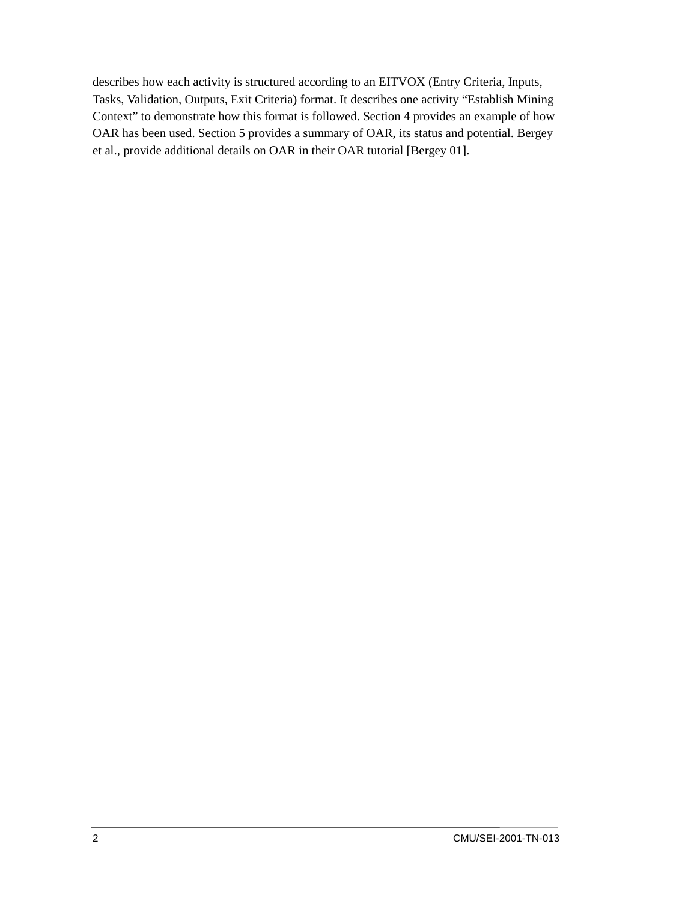describes how each activity is structured according to an EITVOX (Entry Criteria, Inputs, Tasks, Validation, Outputs, Exit Criteria) format. It describes one activity “Establish Mining Context” to demonstrate how this format is followed. Section 4 provides an example of how OAR has been used. Section 5 provides a summary of OAR, its status and potential. Bergey et al., provide additional details on OAR in their OAR tutorial [Bergey 01].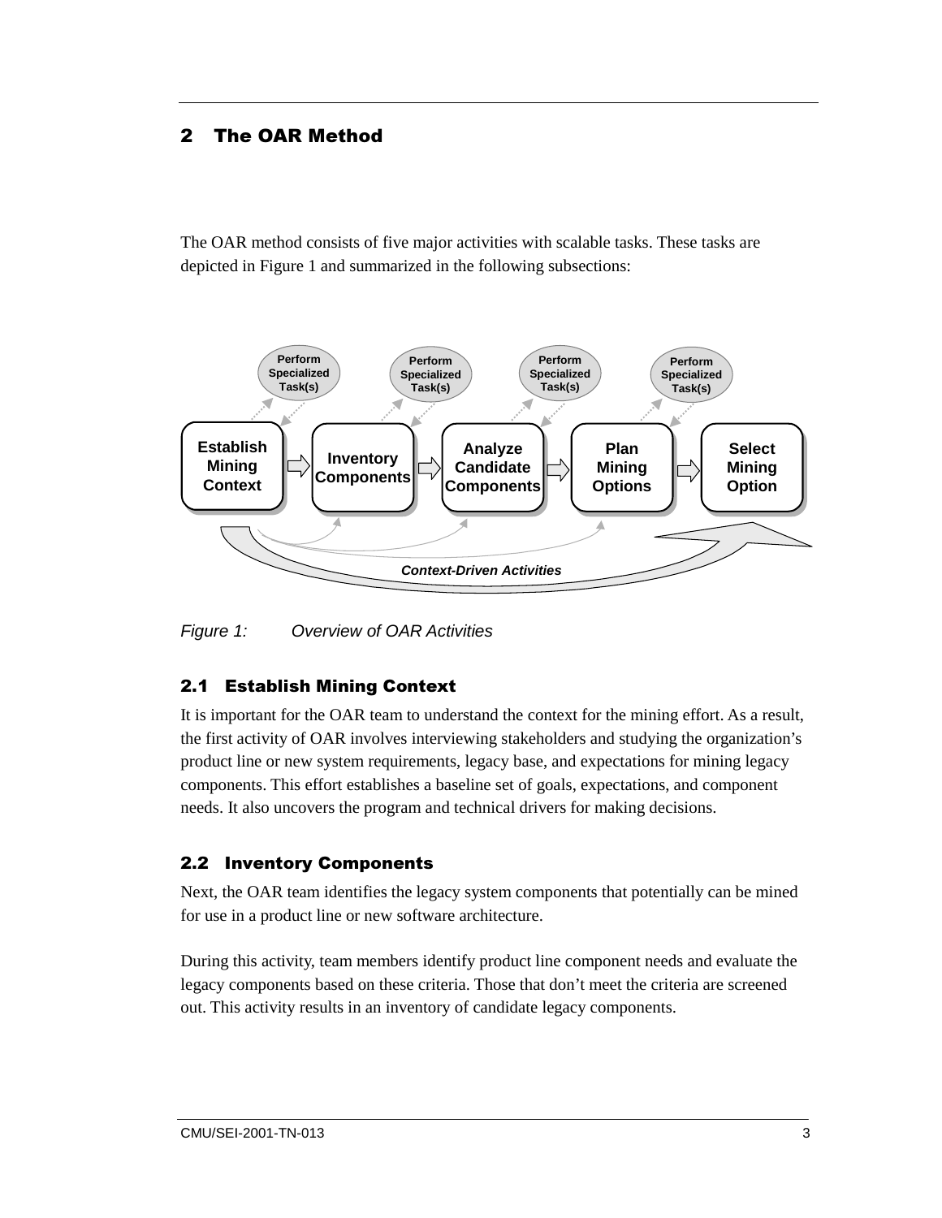## 2 The OAR Method

The OAR method consists of five major activities with scalable tasks. These tasks are depicted in Figure 1 and summarized in the following subsections:

*Figure 1: Overview of OAR Activities*

### 2.1 Establish Mining Context

It is important for the OAR team to understand the context for the mining effort. As a result, the first activity of OAR involves interviewing stakeholders and studying the organization's product line or new system requirements, legacy base, and expectations for mining legacy components. This effort establishes a baseline set of goals, expectations, and component needs. It also uncovers the program and technical drivers for making decisions.

### 2.2 Inventory Components

Next, the OAR team identifies the legacy system components that potentially can be mined for use in a product line or new software architecture.

During this activity, team members identify product line component needs and evaluate the legacy components based on these criteria. Those that don't meet the criteria are screened out. This activity results in an inventory of candidate legacy components.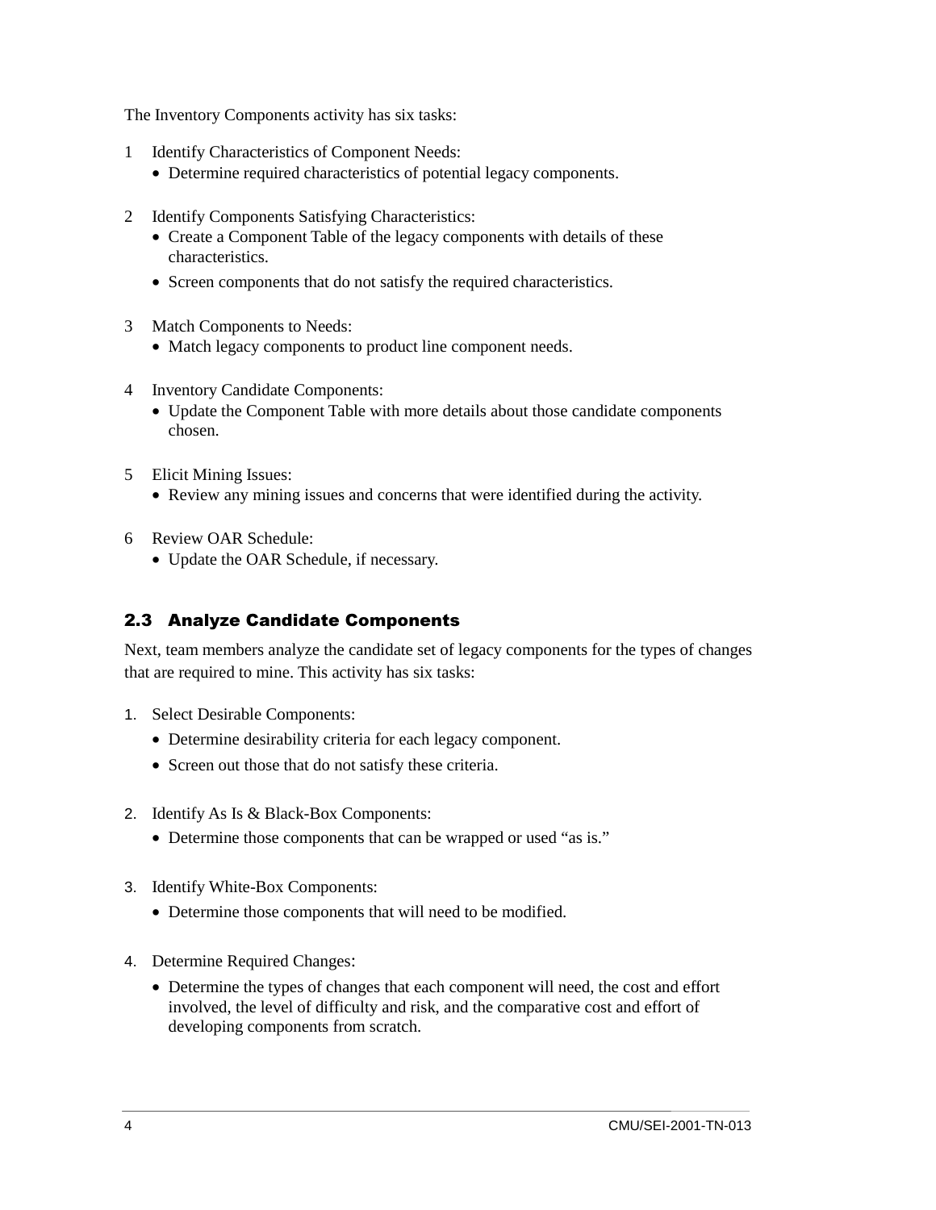The Inventory Components activity has six tasks:

1. Identify Characteristics of Component Needs:
   - Determine required characteristics of potential legacy components.

2. Identify Components Satisfying Characteristics:
   - Create a Component Table of the legacy components with details of these characteristics.
   - Screen components that do not satisfy the required characteristics.

3. Match Components to Needs:
   - Match legacy components to product line component needs.

4. Inventory Candidate Components:
   - Update the Component Table with more details about those candidate components chosen.

5. Elicit Mining Issues:
   - Review any mining issues and concerns that were identified during the activity.

6. Review OAR Schedule:
   - Update the OAR Schedule, if necessary.

## 2.3 Analyze Candidate Components

Next, team members analyze the candidate set of legacy components for the types of changes that are required to mine. This activity has six tasks:

1. Select Desirable Components:
   - Determine desirability criteria for each legacy component.
   - Screen out those that do not satisfy these criteria.

2. Identify As Is & Black-Box Components:
   - Determine those components that can be wrapped or used "as is."

3. Identify White-Box Components:
   - Determine those components that will need to be modified.

4. Determine Required Changes:
   - Determine the types of changes that each component will need, the cost and effort involved, the level of difficulty and risk, and the comparative cost and effort of developing components from scratch.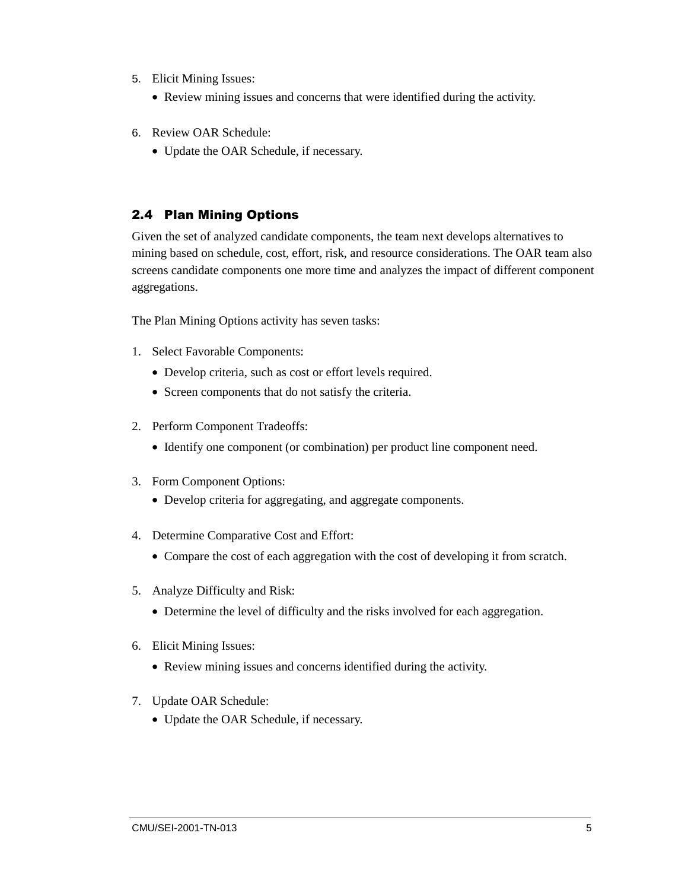5. Elicit Mining Issues:
   - Review mining issues and concerns that were identified during the activity.

6. Review OAR Schedule:
   - Update the OAR Schedule, if necessary.

## 2.4 Plan Mining Options

Given the set of analyzed candidate components, the team next develops alternatives to mining based on schedule, cost, effort, risk, and resource considerations. The OAR team also screens candidate components one more time and analyzes the impact of different component aggregations.

The Plan Mining Options activity has seven tasks:

1. Select Favorable Components:
   - Develop criteria, such as cost or effort levels required.
   - Screen components that do not satisfy the criteria.

2. Perform Component Tradeoffs:
   - Identify one component (or combination) per product line component need.

3. Form Component Options:
   - Develop criteria for aggregating, and aggregate components.

4. Determine Comparative Cost and Effort:
   - Compare the cost of each aggregation with the cost of developing it from scratch.

5. Analyze Difficulty and Risk:
   - Determine the level of difficulty and the risks involved for each aggregation.

6. Elicit Mining Issues:
   - Review mining issues and concerns identified during the activity.

7. Update OAR Schedule:
   - Update the OAR Schedule, if necessary.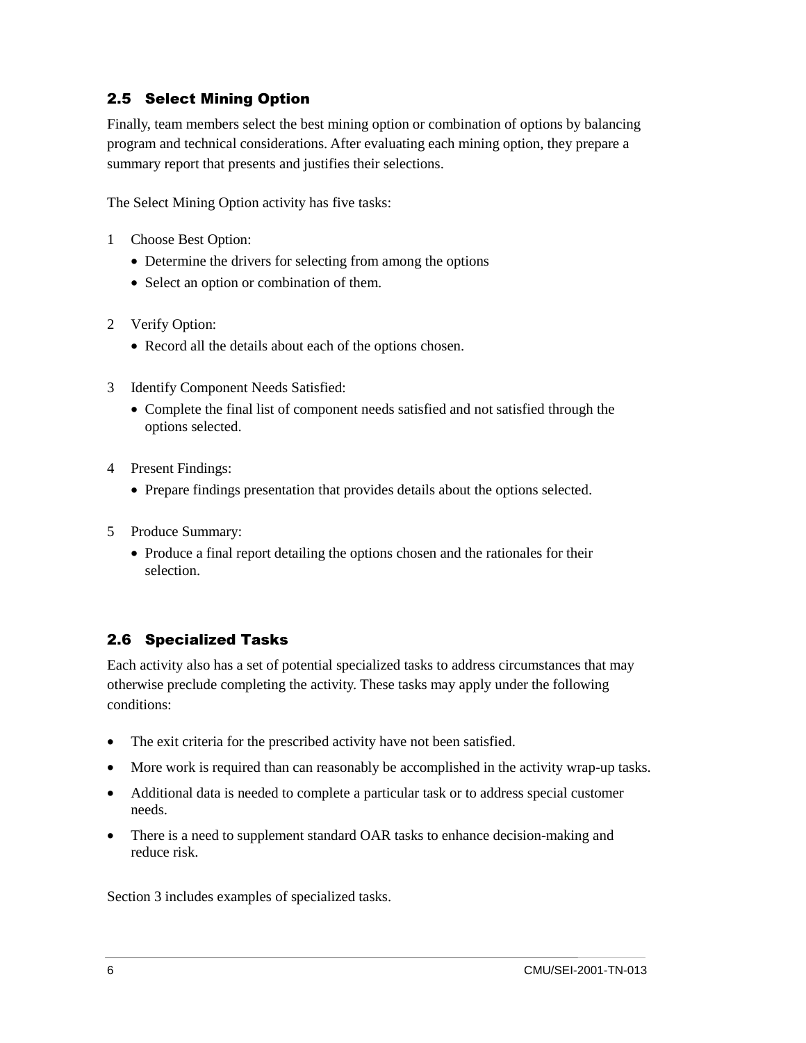## 2.5 Select Mining Option

Finally, team members select the best mining option or combination of options by balancing program and technical considerations. After evaluating each mining option, they prepare a summary report that presents and justifies their selections.

The Select Mining Option activity has five tasks:

1. Choose Best Option:
   - Determine the drivers for selecting from among the options
   - Select an option or combination of them.

2. Verify Option:
   - Record all the details about each of the options chosen.

3. Identify Component Needs Satisfied:
   - Complete the final list of component needs satisfied and not satisfied through the options selected.

4. Present Findings:
   - Prepare findings presentation that provides details about the options selected.

5. Produce Summary:
   - Produce a final report detailing the options chosen and the rationales for their selection.

## 2.6 Specialized Tasks

Each activity also has a set of potential specialized tasks to address circumstances that may otherwise preclude completing the activity. These tasks may apply under the following conditions:

- The exit criteria for the prescribed activity have not been satisfied.
- More work is required than can reasonably be accomplished in the activity wrap-up tasks.
- Additional data is needed to complete a particular task or to address special customer needs.
- There is a need to supplement standard OAR tasks to enhance decision-making and reduce risk.

Section 3 includes examples of specialized tasks.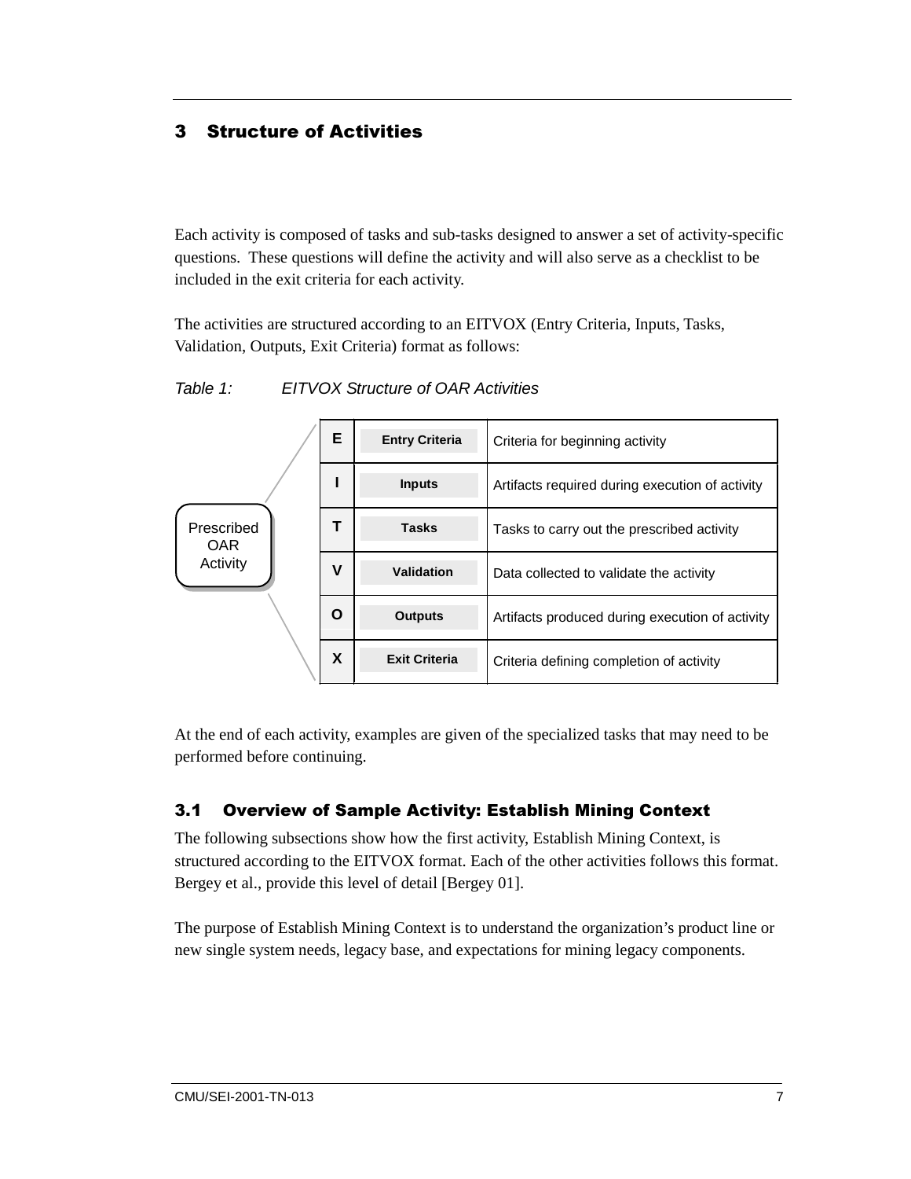# 3 Structure of Activities

Each activity is composed of tasks and sub-tasks designed to answer a set of activity-specific questions. These questions will define the activity and will also serve as a checklist to be included in the exit criteria for each activity.

The activities are structured according to an EITVOX (Entry Criteria, Inputs, Tasks, Validation, Outputs, Exit Criteria) format as follows:

*Table 1: EITVOX Structure of OAR Activities*

Prescribed OAR Activity

| | | |
|---|---|---|
| **E** | **Entry Criteria** | Criteria for beginning activity |
| **I** | **Inputs** | Artifacts required during execution of activity |
| **T** | **Tasks** | Tasks to carry out the prescribed activity |
| **V** | **Validation** | Data collected to validate the activity |
| **O** | **Outputs** | Artifacts produced during execution of activity |
| **X** | **Exit Criteria** | Criteria defining completion of activity |

At the end of each activity, examples are given of the specialized tasks that may need to be performed before continuing.

## 3.1 Overview of Sample Activity: Establish Mining Context

The following subsections show how the first activity, Establish Mining Context, is structured according to the EITVOX format. Each of the other activities follows this format. Bergey et al., provide this level of detail [Bergey 01].

The purpose of Establish Mining Context is to understand the organization's product line or new single system needs, legacy base, and expectations for mining legacy components.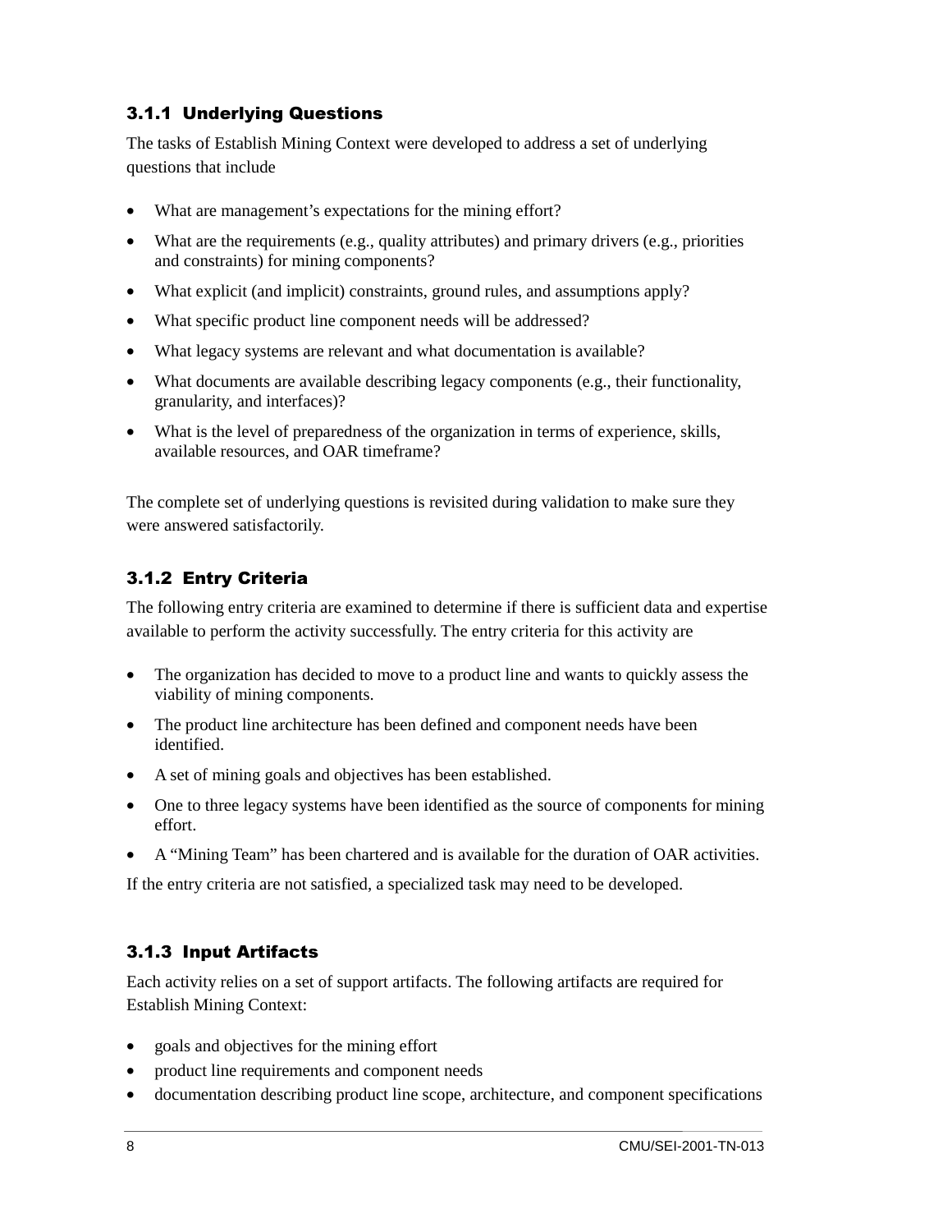### 3.1.1 Underlying Questions

The tasks of Establish Mining Context were developed to address a set of underlying questions that include

- What are management's expectations for the mining effort?
- What are the requirements (e.g., quality attributes) and primary drivers (e.g., priorities and constraints) for mining components?
- What explicit (and implicit) constraints, ground rules, and assumptions apply?
- What specific product line component needs will be addressed?
- What legacy systems are relevant and what documentation is available?
- What documents are available describing legacy components (e.g., their functionality, granularity, and interfaces)?
- What is the level of preparedness of the organization in terms of experience, skills, available resources, and OAR timeframe?

The complete set of underlying questions is revisited during validation to make sure they were answered satisfactorily.

### 3.1.2 Entry Criteria

The following entry criteria are examined to determine if there is sufficient data and expertise available to perform the activity successfully. The entry criteria for this activity are

- The organization has decided to move to a product line and wants to quickly assess the viability of mining components.
- The product line architecture has been defined and component needs have been identified.
- A set of mining goals and objectives has been established.
- One to three legacy systems have been identified as the source of components for mining effort.
- A "Mining Team" has been chartered and is available for the duration of OAR activities.

If the entry criteria are not satisfied, a specialized task may need to be developed.

### 3.1.3 Input Artifacts

Each activity relies on a set of support artifacts. The following artifacts are required for Establish Mining Context:

- goals and objectives for the mining effort
- product line requirements and component needs
- documentation describing product line scope, architecture, and component specifications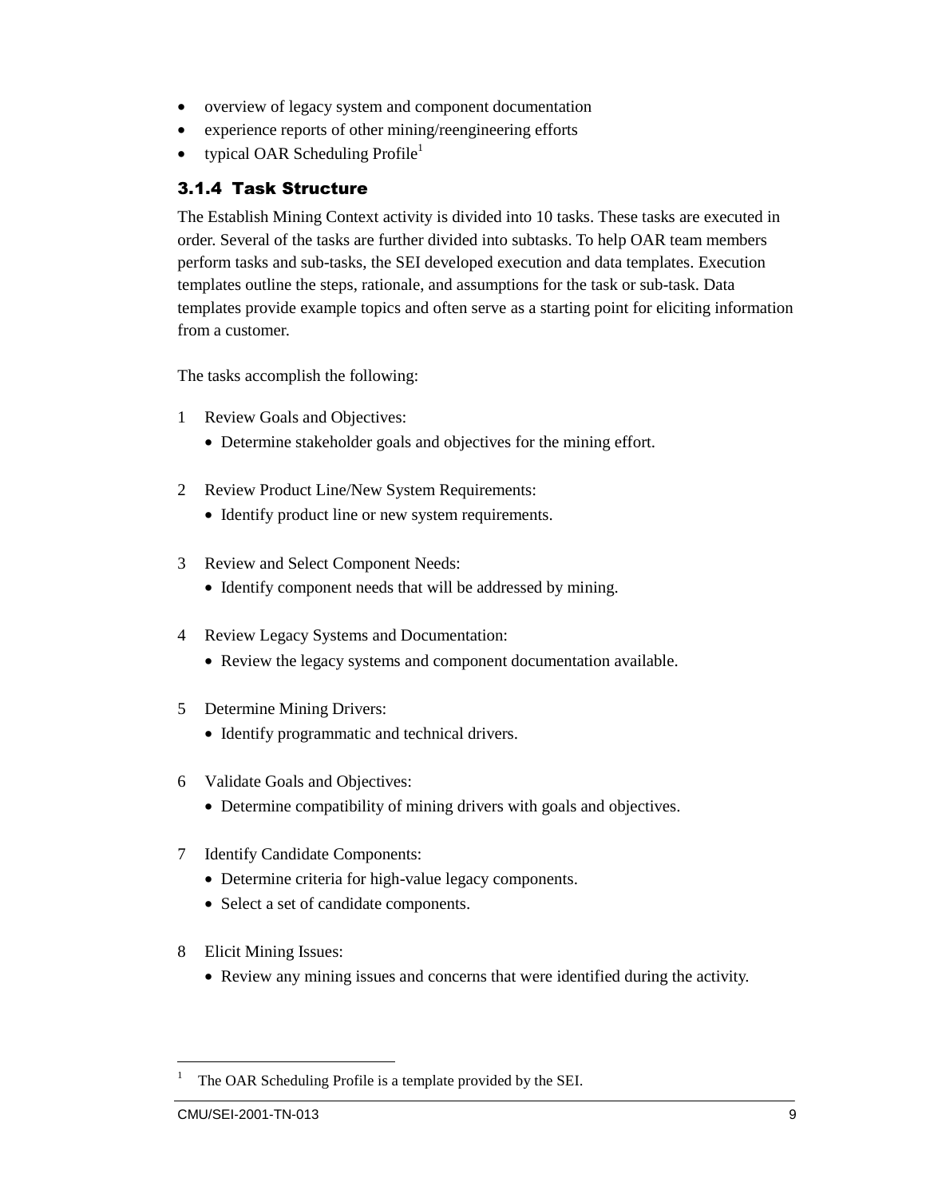- overview of legacy system and component documentation
- experience reports of other mining/reengineering efforts
- typical OAR Scheduling Profile[1]

### 3.1.4 Task Structure

The Establish Mining Context activity is divided into 10 tasks. These tasks are executed in order. Several of the tasks are further divided into subtasks. To help OAR team members perform tasks and sub-tasks, the SEI developed execution and data templates. Execution templates outline the steps, rationale, and assumptions for the task or sub-task. Data templates provide example topics and often serve as a starting point for eliciting information from a customer.

The tasks accomplish the following:

1. Review Goals and Objectives:
   - Determine stakeholder goals and objectives for the mining effort.

2. Review Product Line/New System Requirements:
   - Identify product line or new system requirements.

3. Review and Select Component Needs:
   - Identify component needs that will be addressed by mining.

4. Review Legacy Systems and Documentation:
   - Review the legacy systems and component documentation available.

5. Determine Mining Drivers:
   - Identify programmatic and technical drivers.

6. Validate Goals and Objectives:
   - Determine compatibility of mining drivers with goals and objectives.

7. Identify Candidate Components:
   - Determine criteria for high-value legacy components.
   - Select a set of candidate components.

8. Elicit Mining Issues:
   - Review any mining issues and concerns that were identified during the activity.

---

[1] The OAR Scheduling Profile is a template provided by the SEI.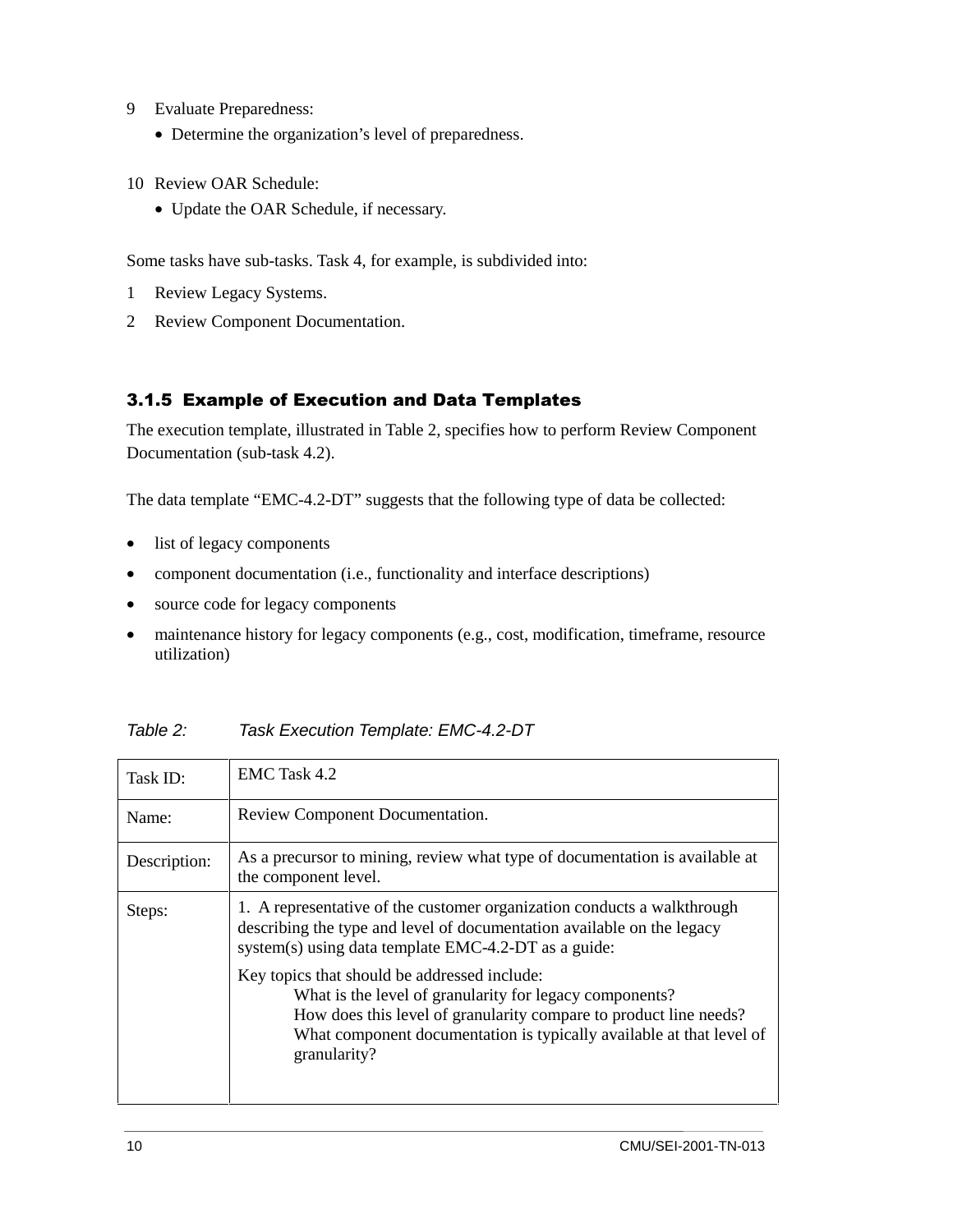9 Evaluate Preparedness:
   - Determine the organization's level of preparedness.

10 Review OAR Schedule:
   - Update the OAR Schedule, if necessary.

Some tasks have sub-tasks. Task 4, for example, is subdivided into:

1 Review Legacy Systems.

2 Review Component Documentation.

### 3.1.5 Example of Execution and Data Templates

The execution template, illustrated in Table 2, specifies how to perform Review Component Documentation (sub-task 4.2).

The data template "EMC-4.2-DT" suggests that the following type of data be collected:

- list of legacy components
- component documentation (i.e., functionality and interface descriptions)
- source code for legacy components
- maintenance history for legacy components (e.g., cost, modification, timeframe, resource utilization)

*Table 2: Task Execution Template: EMC-4.2-DT*

| Task ID: | EMC Task 4.2 |
|---|---|
| Name: | Review Component Documentation. |
| Description: | As a precursor to mining, review what type of documentation is available at the component level. |
| Steps: | 1. A representative of the customer organization conducts a walkthrough describing the type and level of documentation available on the legacy system(s) using data template EMC-4.2-DT as a guide:<br><br>Key topics that should be addressed include:<br>What is the level of granularity for legacy components?<br>How does this level of granularity compare to product line needs?<br>What component documentation is typically available at that level of granularity? |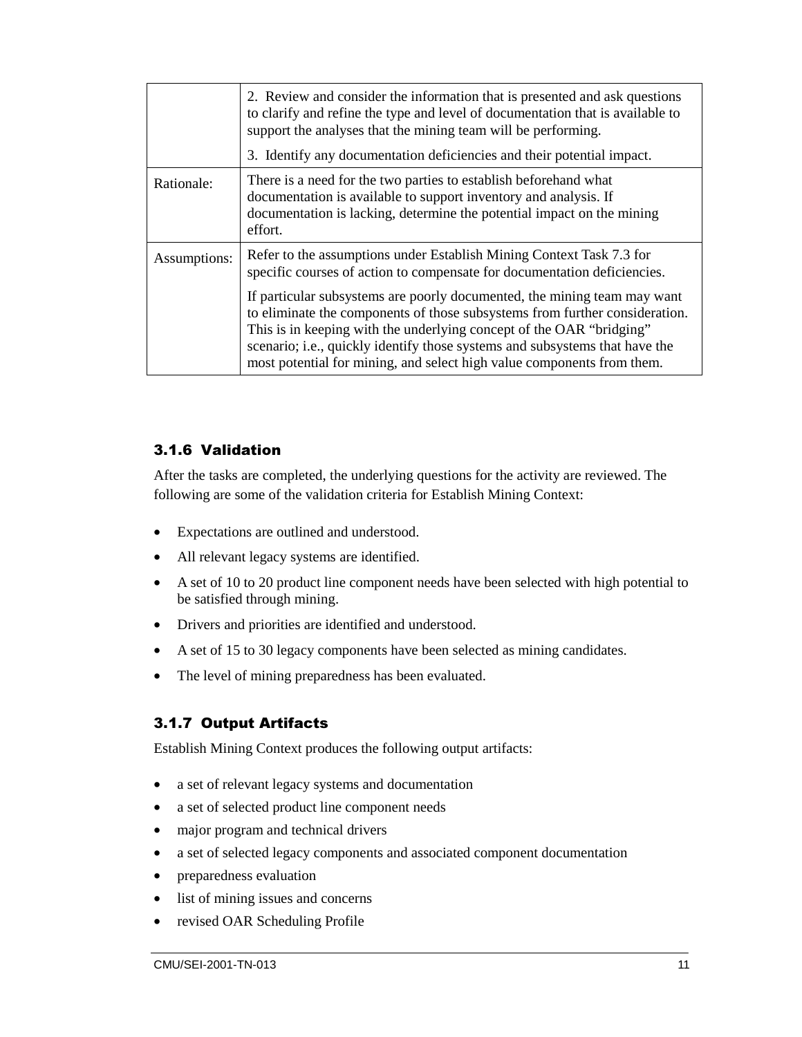| | |
|---|---|
| | 2. Review and consider the information that is presented and ask questions to clarify and refine the type and level of documentation that is available to support the analyses that the mining team will be performing.<br><br>3. Identify any documentation deficiencies and their potential impact. |
| Rationale: | There is a need for the two parties to establish beforehand what documentation is available to support inventory and analysis. If documentation is lacking, determine the potential impact on the mining effort. |
| Assumptions: | Refer to the assumptions under Establish Mining Context Task 7.3 for specific courses of action to compensate for documentation deficiencies.<br><br>If particular subsystems are poorly documented, the mining team may want to eliminate the components of those subsystems from further consideration. This is in keeping with the underlying concept of the OAR "bridging" scenario; i.e., quickly identify those systems and subsystems that have the most potential for mining, and select high value components from them. |

### 3.1.6 Validation

After the tasks are completed, the underlying questions for the activity are reviewed. The following are some of the validation criteria for Establish Mining Context:

- Expectations are outlined and understood.
- All relevant legacy systems are identified.
- A set of 10 to 20 product line component needs have been selected with high potential to be satisfied through mining.
- Drivers and priorities are identified and understood.
- A set of 15 to 30 legacy components have been selected as mining candidates.
- The level of mining preparedness has been evaluated.

### 3.1.7 Output Artifacts

Establish Mining Context produces the following output artifacts:

- a set of relevant legacy systems and documentation
- a set of selected product line component needs
- major program and technical drivers
- a set of selected legacy components and associated component documentation
- preparedness evaluation
- list of mining issues and concerns
- revised OAR Scheduling Profile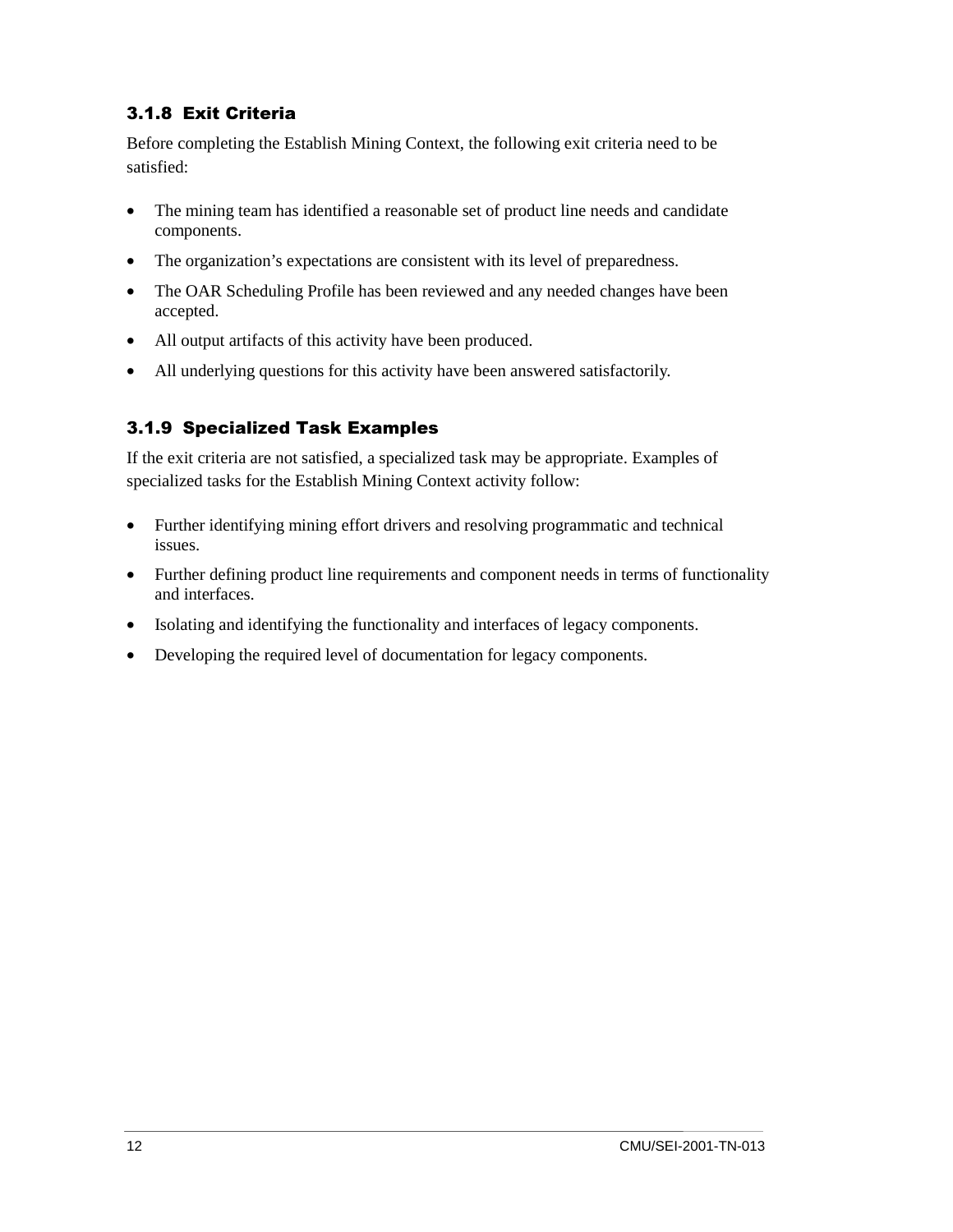### 3.1.8 Exit Criteria

Before completing the Establish Mining Context, the following exit criteria need to be satisfied:

- The mining team has identified a reasonable set of product line needs and candidate components.
- The organization's expectations are consistent with its level of preparedness.
- The OAR Scheduling Profile has been reviewed and any needed changes have been accepted.
- All output artifacts of this activity have been produced.
- All underlying questions for this activity have been answered satisfactorily.

### 3.1.9 Specialized Task Examples

If the exit criteria are not satisfied, a specialized task may be appropriate. Examples of specialized tasks for the Establish Mining Context activity follow:

- Further identifying mining effort drivers and resolving programmatic and technical issues.
- Further defining product line requirements and component needs in terms of functionality and interfaces.
- Isolating and identifying the functionality and interfaces of legacy components.
- Developing the required level of documentation for legacy components.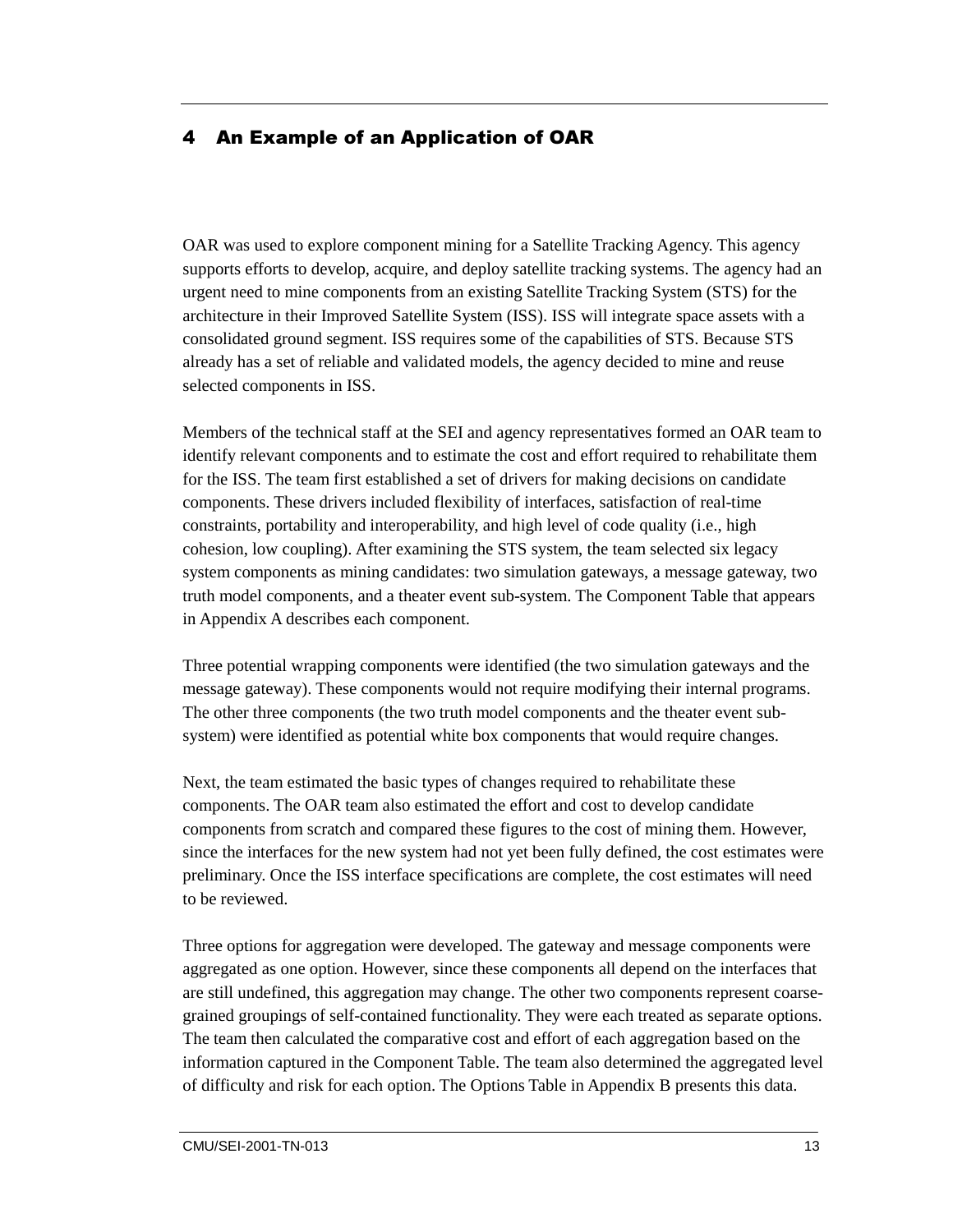# 4 An Example of an Application of OAR

OAR was used to explore component mining for a Satellite Tracking Agency. This agency supports efforts to develop, acquire, and deploy satellite tracking systems. The agency had an urgent need to mine components from an existing Satellite Tracking System (STS) for the architecture in their Improved Satellite System (ISS). ISS will integrate space assets with a consolidated ground segment. ISS requires some of the capabilities of STS. Because STS already has a set of reliable and validated models, the agency decided to mine and reuse selected components in ISS.

Members of the technical staff at the SEI and agency representatives formed an OAR team to identify relevant components and to estimate the cost and effort required to rehabilitate them for the ISS. The team first established a set of drivers for making decisions on candidate components. These drivers included flexibility of interfaces, satisfaction of real-time constraints, portability and interoperability, and high level of code quality (i.e., high cohesion, low coupling). After examining the STS system, the team selected six legacy system components as mining candidates: two simulation gateways, a message gateway, two truth model components, and a theater event sub-system. The Component Table that appears in Appendix A describes each component.

Three potential wrapping components were identified (the two simulation gateways and the message gateway). These components would not require modifying their internal programs. The other three components (the two truth model components and the theater event sub-system) were identified as potential white box components that would require changes.

Next, the team estimated the basic types of changes required to rehabilitate these components. The OAR team also estimated the effort and cost to develop candidate components from scratch and compared these figures to the cost of mining them. However, since the interfaces for the new system had not yet been fully defined, the cost estimates were preliminary. Once the ISS interface specifications are complete, the cost estimates will need to be reviewed.

Three options for aggregation were developed. The gateway and message components were aggregated as one option. However, since these components all depend on the interfaces that are still undefined, this aggregation may change. The other two components represent coarse-grained groupings of self-contained functionality. They were each treated as separate options. The team then calculated the comparative cost and effort of each aggregation based on the information captured in the Component Table. The team also determined the aggregated level of difficulty and risk for each option. The Options Table in Appendix B presents this data.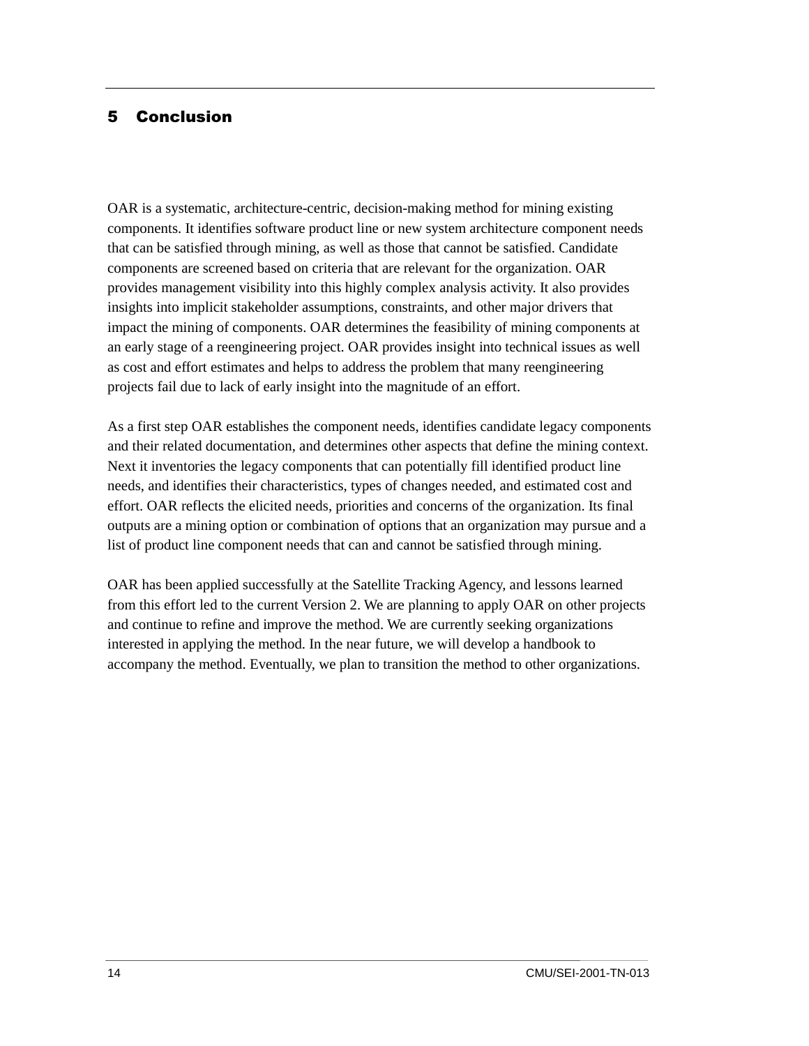# 5 Conclusion

OAR is a systematic, architecture-centric, decision-making method for mining existing components. It identifies software product line or new system architecture component needs that can be satisfied through mining, as well as those that cannot be satisfied. Candidate components are screened based on criteria that are relevant for the organization. OAR provides management visibility into this highly complex analysis activity. It also provides insights into implicit stakeholder assumptions, constraints, and other major drivers that impact the mining of components. OAR determines the feasibility of mining components at an early stage of a reengineering project. OAR provides insight into technical issues as well as cost and effort estimates and helps to address the problem that many reengineering projects fail due to lack of early insight into the magnitude of an effort.

As a first step OAR establishes the component needs, identifies candidate legacy components and their related documentation, and determines other aspects that define the mining context. Next it inventories the legacy components that can potentially fill identified product line needs, and identifies their characteristics, types of changes needed, and estimated cost and effort. OAR reflects the elicited needs, priorities and concerns of the organization. Its final outputs are a mining option or combination of options that an organization may pursue and a list of product line component needs that can and cannot be satisfied through mining.

OAR has been applied successfully at the Satellite Tracking Agency, and lessons learned from this effort led to the current Version 2. We are planning to apply OAR on other projects and continue to refine and improve the method. We are currently seeking organizations interested in applying the method. In the near future, we will develop a handbook to accompany the method. Eventually, we plan to transition the method to other organizations.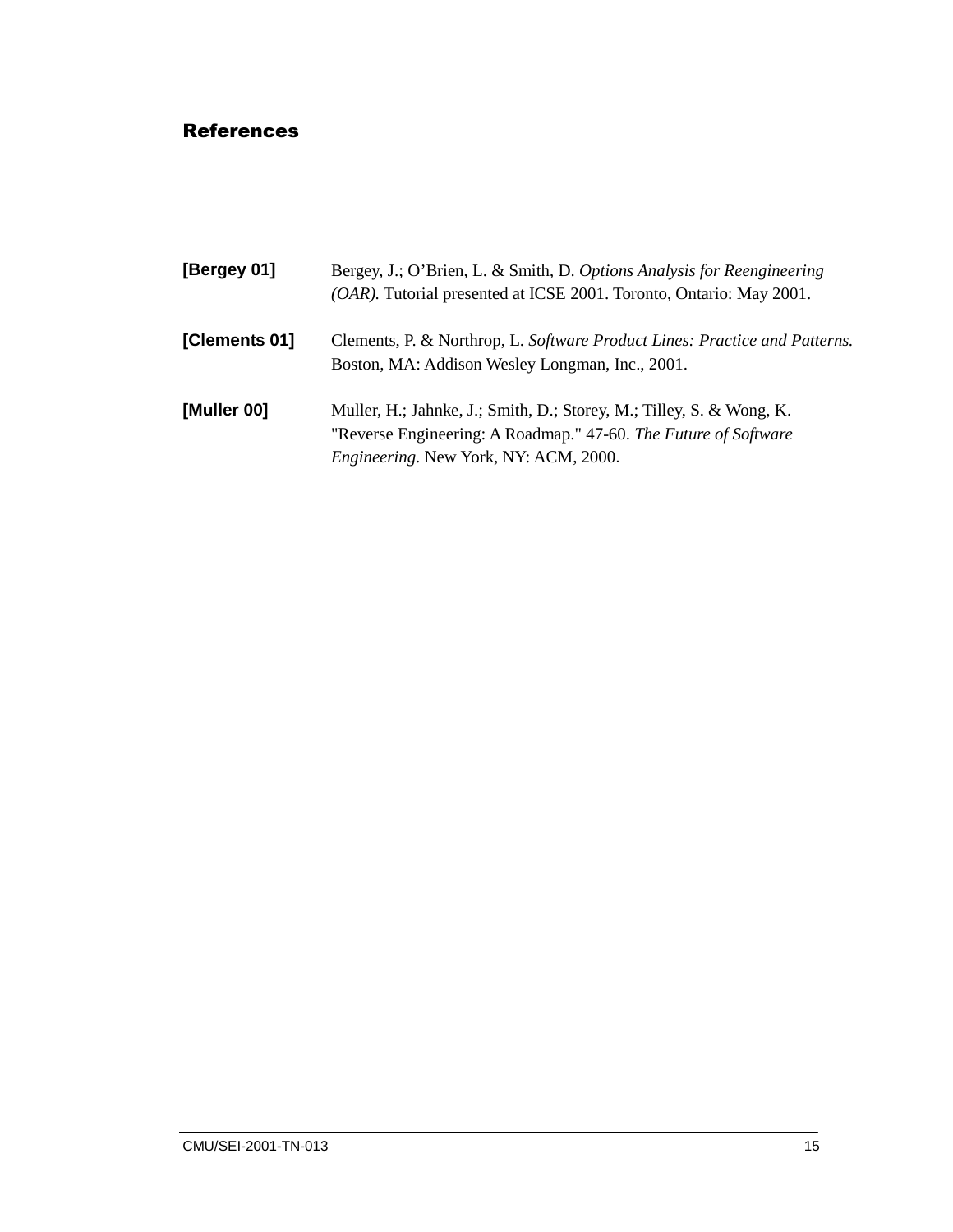## References

**[Bergey 01]** Bergey, J.; O'Brien, L. & Smith, D. *Options Analysis for Reengineering (OAR).* Tutorial presented at ICSE 2001. Toronto, Ontario: May 2001.

**[Clements 01]** Clements, P. & Northrop, L. *Software Product Lines: Practice and Patterns.* Boston, MA: Addison Wesley Longman, Inc., 2001.

**[Muller 00]** Muller, H.; Jahnke, J.; Smith, D.; Storey, M.; Tilley, S. & Wong, K. "Reverse Engineering: A Roadmap." 47-60. *The Future of Software Engineering*. New York, NY: ACM, 2000.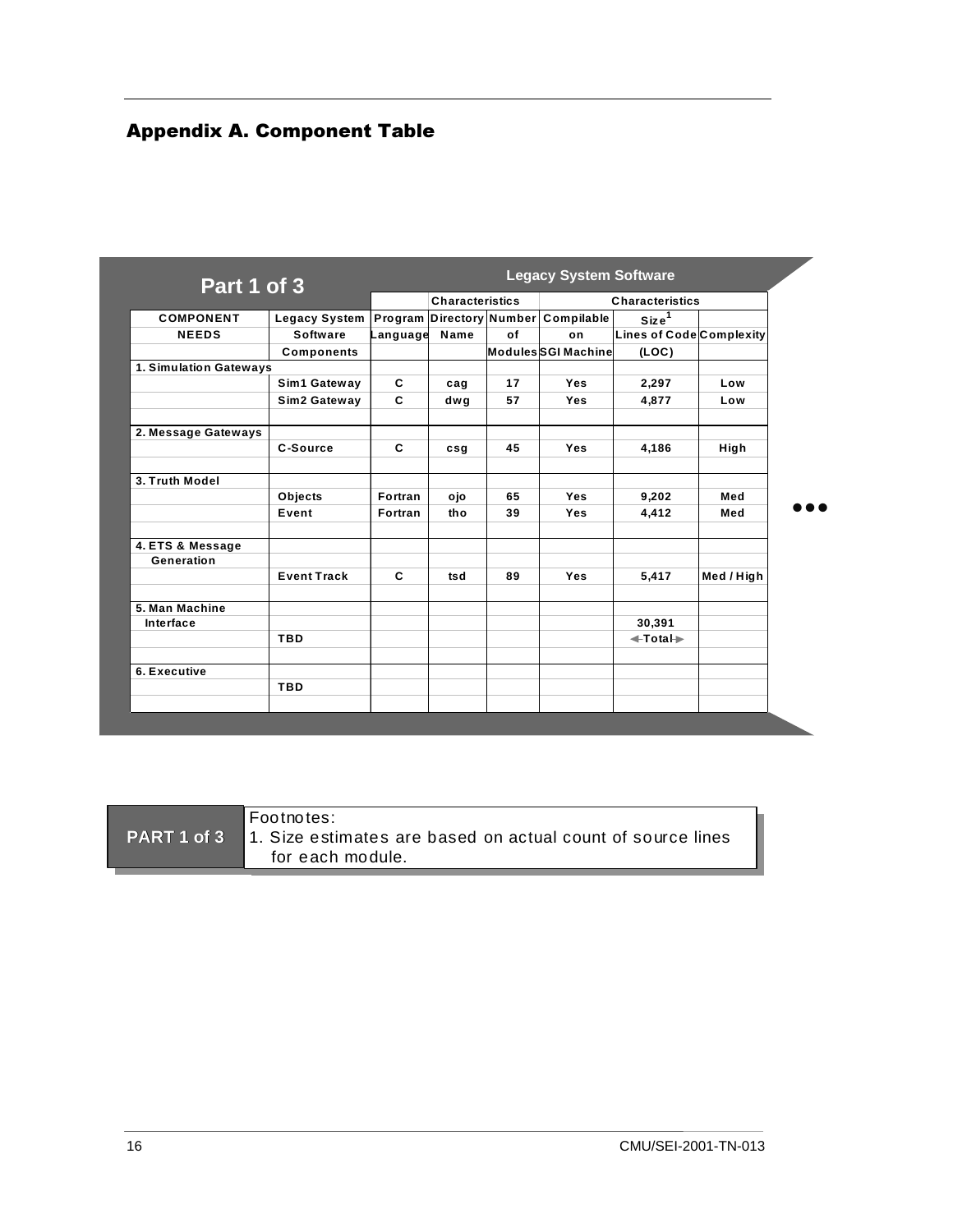## Appendix A. Component Table

**Part 1 of 3**

**Legacy System Software**

| COMPONENT NEEDS | Legacy System Software Components | Program Language | Directory Name | Number of Modules | Compilable on SGI Machine | Size[1] Lines of Code (LOC) | Complexity |
|---|---|---|---|---|---|---|---|
| | | Characteristics | | | Characteristics | | |
| 1. Simulation Gateways | | | | | | | |
| | Sim1 Gateway | C | cag | 17 | Yes | 2,297 | Low |
| | Sim2 Gateway | C | dwg | 57 | Yes | 4,877 | Low |
| 2. Message Gateways | | | | | | | |
| | C-Source | C | csg | 45 | Yes | 4,186 | High |
| 3. Truth Model | | | | | | | |
| | Objects | Fortran | ojo | 65 | Yes | 9,202 | Med |
| | Event | Fortran | tho | 39 | Yes | 4,412 | Med |
| 4. ETS & Message Generation | | | | | | | |
| | Event Track | C | tsd | 89 | Yes | 5,417 | Med / High |
| 5. Man Machine Interface | | | | | | 30,391 | |
| | TBD | | | | | ◄Total► | |
| 6. Executive | | | | | | | |
| | TBD | | | | | | |

●●●

**PART 1 of 3**

Footnotes:
1. Size estimates are based on actual count of source lines for each module.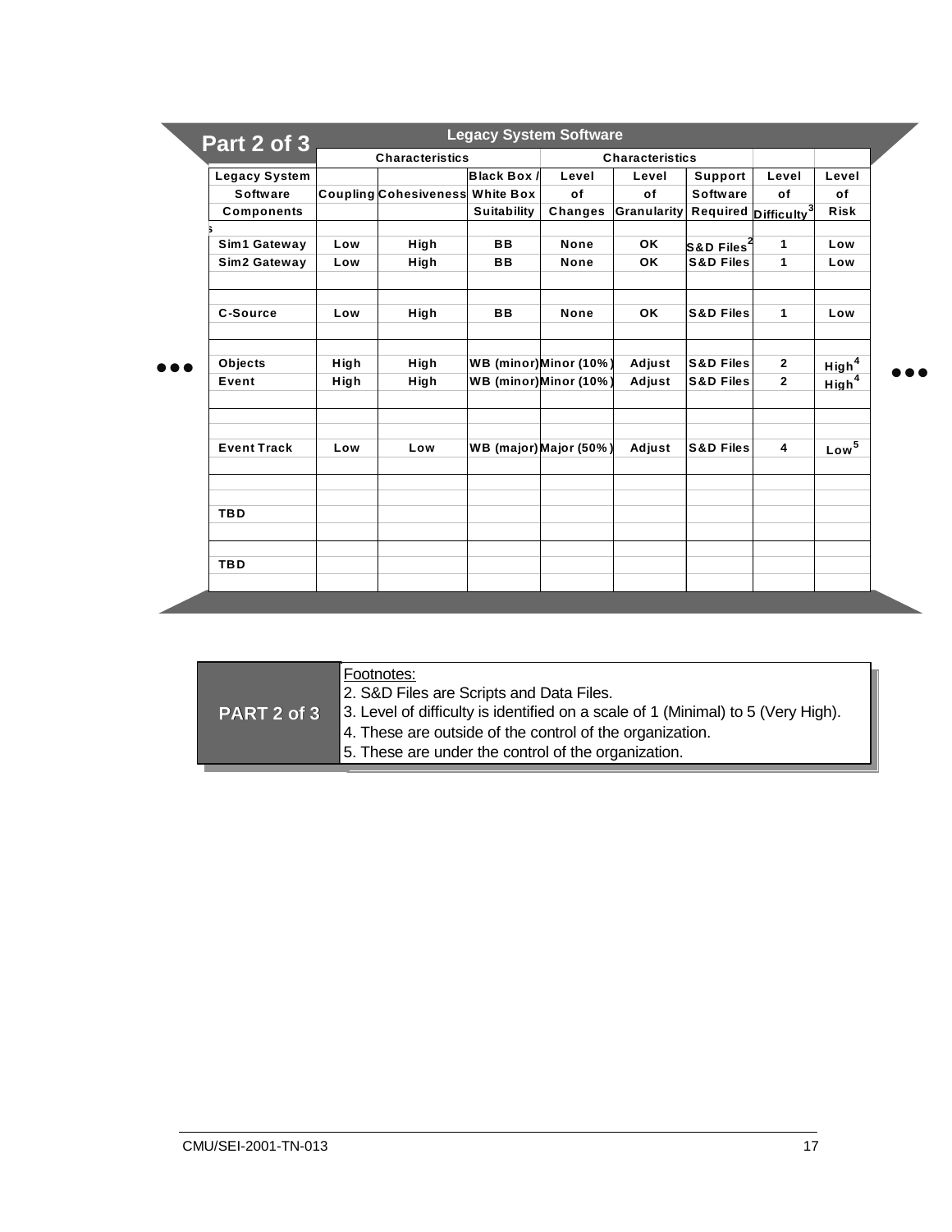## Part 2 of 3

**Legacy System Software**

| Legacy System Software Components | Characteristics | | | Characteristics | | | | |
|---|---|---|---|---|---|---|---|---|
| | Coupling | Cohesiveness | Black Box / White Box Suitability | Level of Changes | Level of Granularity | Support Software Required | Level of Difficulty[3] | Level of Risk |
| Sim1 Gateway | Low | High | BB | None | OK | S&D Files[2] | 1 | Low |
| Sim2 Gateway | Low | High | BB | None | OK | S&D Files | 1 | Low |
| C-Source | Low | High | BB | None | OK | S&D Files | 1 | Low |
| Objects | High | High | WB (minor) | Minor (10%) | Adjust | S&D Files | 2 | High[4] |
| Event | High | High | WB (minor) | Minor (10%) | Adjust | S&D Files | 2 | High[4] |
| Event Track | Low | Low | WB (major) | Major (50%) | Adjust | S&D Files | 4 | Low[5] |
| TBD | | | | | | | | |
| TBD | | | | | | | | |

**PART 2 of 3**

Footnotes:

2. S&D Files are Scripts and Data Files.
3. Level of difficulty is identified on a scale of 1 (Minimal) to 5 (Very High).
4. These are outside of the control of the organization.
5. These are under the control of the organization.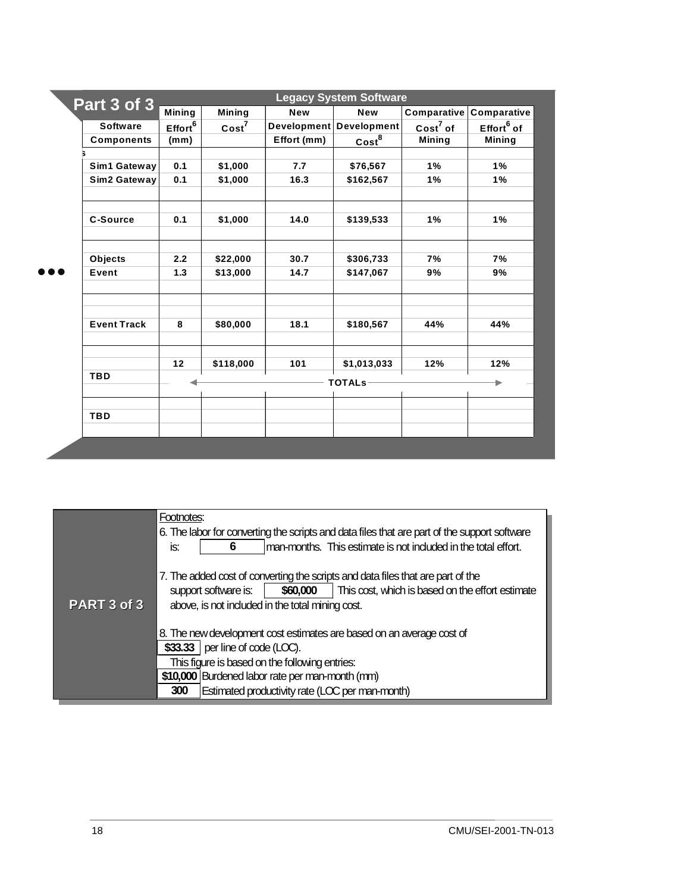## Part 3 of 3

| Legacy System Software | | | | | | |
|---|---|---|---|---|---|---|
| Software Components | Mining Effort[6] (mm) | Mining Cost[7] | New Development Effort (mm) | New Development Cost[8] | Comparative Cost[7] of Mining | Comparative Effort[6] of Mining |
| Sim1 Gateway | 0.1 | $1,000 | 7.7 | $76,567 | 1% | 1% |
| Sim2 Gateway | 0.1 | $1,000 | 16.3 | $162,567 | 1% | 1% |
| C-Source | 0.1 | $1,000 | 14.0 | $139,533 | 1% | 1% |
| Objects | 2.2 | $22,000 | 30.7 | $306,733 | 7% | 7% |
| Event | 1.3 | $13,000 | 14.7 | $147,067 | 9% | 9% |
| Event Track | 8 | $80,000 | 18.1 | $180,567 | 44% | 44% |
| TOTALs | 12 | $118,000 | 101 | $1,013,033 | 12% | 12% |
| TBD | | | | | | |
| TBD | | | | | | |

**PART 3 of 3**

Footnotes:

6. The labor for converting the scripts and data files that are part of the support software is: **6** man-months. This estimate is not included in the total effort.

7. The added cost of converting the scripts and data files that are part of the support software is: **$60,000** This cost, which is based on the effort estimate above, is not included in the total mining cost.

8. The new development cost estimates are based on an average cost of **$33.33** per line of code (LOC).
This figure is based on the following entries:
**$10,000** Burdened labor rate per man-month (mm)
**300** Estimated productivity rate (LOC per man-month)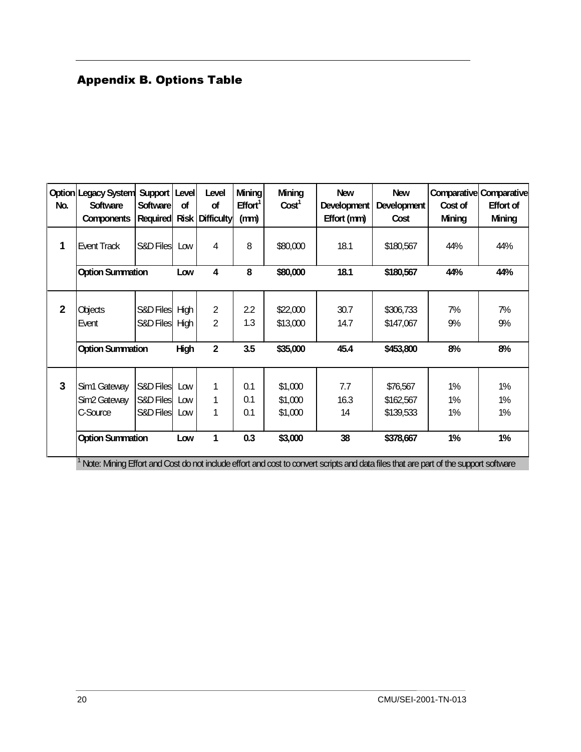## Appendix B. Options Table

| Option No. | Legacy System Software Components | Support Software Required | Level of Risk | Level of Difficulty | Mining Effort[1] (mm) | Mining Cost[1] | New Development Effort (mm) | New Development Cost | Comparative Cost of Mining | Comparative Effort of Mining |
|---|---|---|---|---|---|---|---|---|---|---|
| **1** | Event Track | S&D Files | Low | 4 | 8 | $80,000 | 18.1 | $180,567 | 44% | 44% |
| | **Option Summation** | | **Low** | **4** | **8** | **$80,000** | **18.1** | **$180,567** | **44%** | **44%** |
| **2** | Objects | S&D Files | High | 2 | 2.2 | $22,000 | 30.7 | $306,733 | 7% | 7% |
| | Event | S&D Files | High | 2 | 1.3 | $13,000 | 14.7 | $147,067 | 9% | 9% |
| | **Option Summation** | | **High** | **2** | **3.5** | **$35,000** | **45.4** | **$453,800** | **8%** | **8%** |
| **3** | Sim1 Gateway | S&D Files | Low | 1 | 0.1 | $1,000 | 7.7 | $76,567 | 1% | 1% |
| | Sim2 Gateway | S&D Files | Low | 1 | 0.1 | $1,000 | 16.3 | $162,567 | 1% | 1% |
| | C-Source | S&D Files | Low | 1 | 0.1 | $1,000 | 14 | $139,533 | 1% | 1% |
| | **Option Summation** | | **Low** | **1** | **0.3** | **$3,000** | **38** | **$378,667** | **1%** | **1%** |

[1] Note: Mining Effort and Cost do not include effort and cost to convert scripts and data files that are part of the support software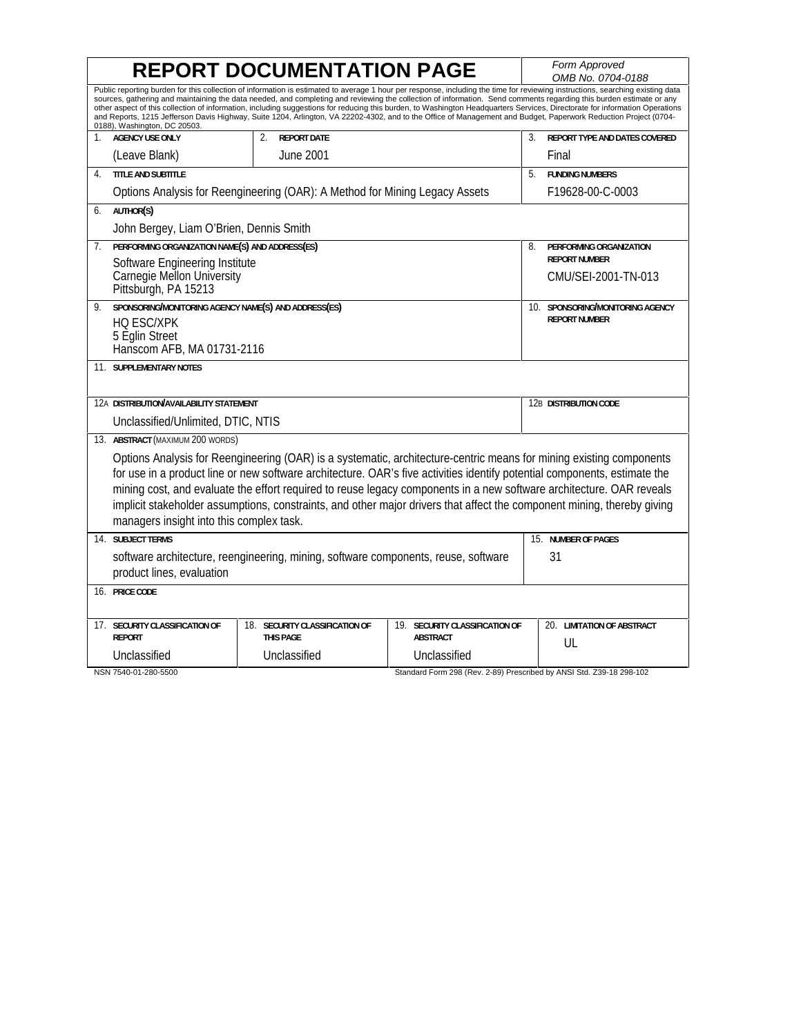# REPORT DOCUMENTATION PAGE

*Form Approved*
*OMB No. 0704-0188*

Public reporting burden for this collection of information is estimated to average 1 hour per response, including the time for reviewing instructions, searching existing data sources, gathering and maintaining the data needed, and completing and reviewing the collection of information. Send comments regarding this burden estimate or any other aspect of this collection of information, including suggestions for reducing this burden, to Washington Headquarters Services, Directorate for information Operations and Reports, 1215 Jefferson Davis Highway, Suite 1204, Arlington, VA 22202-4302, and to the Office of Management and Budget, Paperwork Reduction Project (0704-0188), Washington, DC 20503.

| | | |
|---|---|---|
| 1. **AGENCY USE ONLY**<br>(Leave Blank) | 2. **REPORT DATE**<br>June 2001 | 3. **REPORT TYPE AND DATES COVERED**<br>Final |
| 4. **TITLE AND SUBTITLE**<br>Options Analysis for Reengineering (OAR): A Method for Mining Legacy Assets | | 5. **FUNDING NUMBERS**<br>F19628-00-C-0003 |
| 6. **AUTHOR(S)**<br>John Bergey, Liam O'Brien, Dennis Smith | | |
| 7. **PERFORMING ORGANIZATION NAME(S) AND ADDRESS(ES)**<br>Software Engineering Institute<br>Carnegie Mellon University<br>Pittsburgh, PA 15213 | | 8. **PERFORMING ORGANIZATION REPORT NUMBER**<br>CMU/SEI-2001-TN-013 |
| 9. **SPONSORING/MONITORING AGENCY NAME(S) AND ADDRESS(ES)**<br>HQ ESC/XPK<br>5 Eglin Street<br>Hanscom AFB, MA 01731-2116 | | 10. **SPONSORING/MONITORING AGENCY REPORT NUMBER** |
| 11. **SUPPLEMENTARY NOTES** | | |
| 12A **DISTRIBUTION/AVAILABILITY STATEMENT**<br>Unclassified/Unlimited, DTIC, NTIS | | 12B **DISTRIBUTION CODE** |
| 13. **ABSTRACT** (MAXIMUM 200 WORDS)<br>Options Analysis for Reengineering (OAR) is a systematic, architecture-centric means for mining existing components for use in a product line or new software architecture. OAR's five activities identify potential components, estimate the mining cost, and evaluate the effort required to reuse legacy components in a new software architecture. OAR reveals implicit stakeholder assumptions, constraints, and other major drivers that affect the component mining, thereby giving managers insight into this complex task. | | |
| 14. **SUBJECT TERMS**<br>software architecture, reengineering, mining, software components, reuse, software product lines, evaluation | | 15. **NUMBER OF PAGES**<br>31 |
| 16. **PRICE CODE** | | |

| | | | |
|---|---|---|---|
| 17. **SECURITY CLASSIFICATION OF REPORT**<br>Unclassified | 18. **SECURITY CLASSIFICATION OF THIS PAGE**<br>Unclassified | 19. **SECURITY CLASSIFICATION OF ABSTRACT**<br>Unclassified | 20. **LIMITATION OF ABSTRACT**<br>UL |

NSN 7540-01-280-5500 Standard Form 298 (Rev. 2-89) Prescribed by ANSI Std. Z39-18 298-102